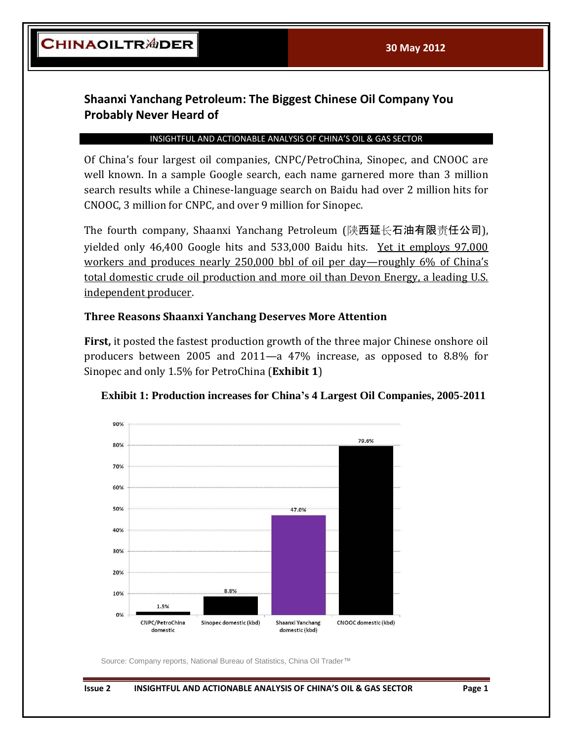# Shaanxi Yanchang Petroleum: The Biggest Chinese Oil Company You Probably Never Heard of

INSIGHTFUL AND ACTIONABLE ANALYSIS OF CHINA'S OIL & GAS SECTOR

Of China's four largest oil companies, CNPC/PetroChina, Sinopec, and CNOOC are well known. In a sample Google search, each name garnered more than 3 million search results while a Chinese-language search on Baidu had over 2 million hits for CNOOC, 3 million for CNPC, and over 9 million for Sinopec.

The fourth company, Shaanxi Yanchang Petroleum (陕西延长石油有限责任公司), yielded only 46,400 Google hits and 533,000 Baidu hits. Yet it employs 97,000 workers and produces nearly 250,000 bbl of oil per day—roughly 6% of China's total domestic crude oil production and more oil than Devon Energy, a leading U.S. independent producer.

## Three Reasons Shaanxi Yanchang Deserves More Attention

**First,** it posted the fastest production growth of the three major Chinese onshore oil producers between 2005 and 2011—a 47% increase, as opposed to 8.8% for Sinopec and only 1.5% for PetroChina (**Exhibit 1**)

**Exhibit 1: Production increases for China's 4 Largest Oil Companies, 2005-2011**

| Company | Production increase, 2005-2011 |
| --- | --- |
| CNPC/PetroChina domestic | 1.5% |
| Sinopec domestic (kbd) | 8.8% |
| Shaanxi Yanchang domestic (kbd) | 47.0% |
| CNOOC domestic (kbd) | 79.6% |

Source: Company reports, National Bureau of Statistics, China Oil Trader™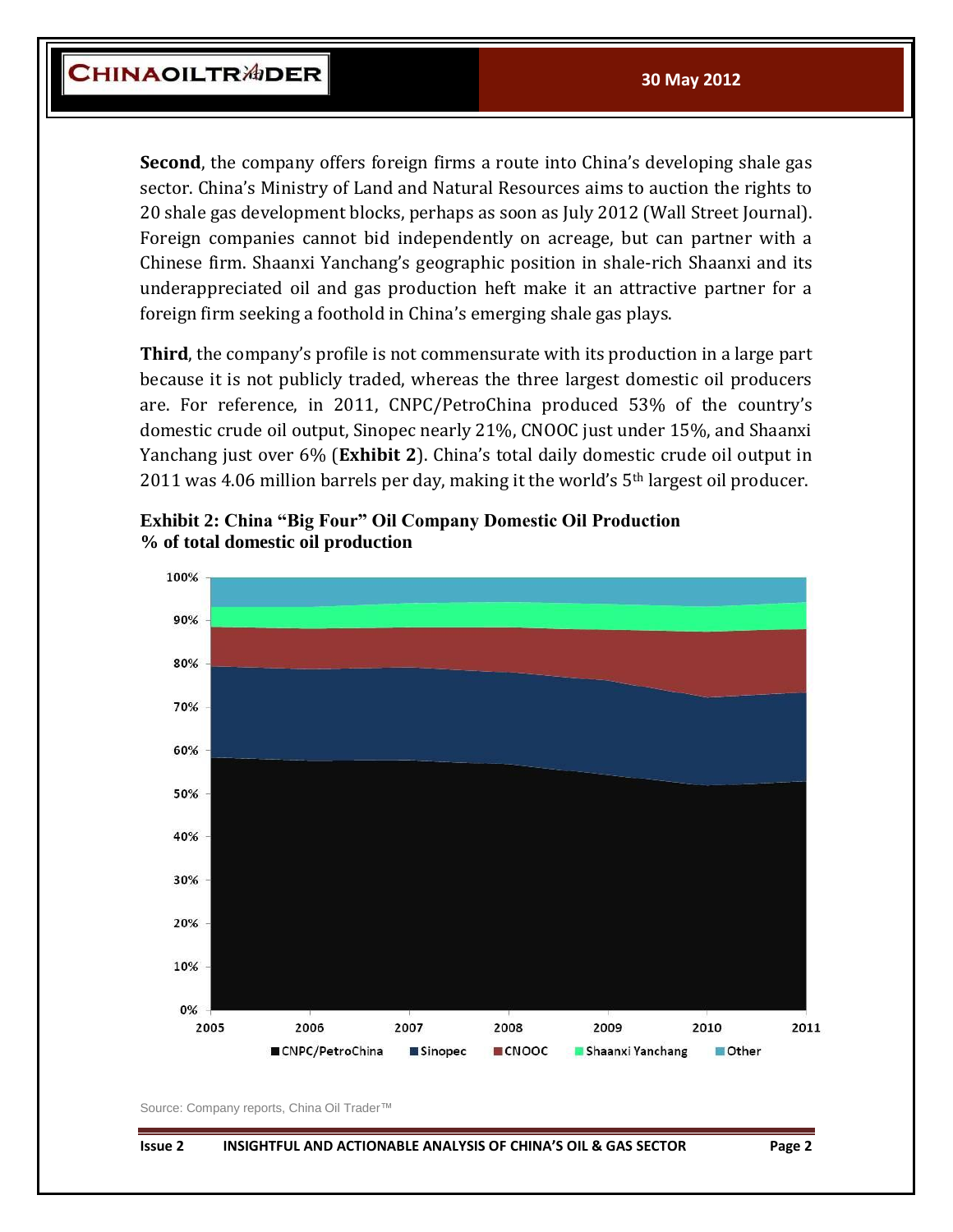**Second**, the company offers foreign firms a route into China's developing shale gas sector. China's Ministry of Land and Natural Resources aims to auction the rights to 20 shale gas development blocks, perhaps as soon as July 2012 (Wall Street Journal). Foreign companies cannot bid independently on acreage, but can partner with a Chinese firm. Shaanxi Yanchang's geographic position in shale-rich Shaanxi and its underappreciated oil and gas production heft make it an attractive partner for a foreign firm seeking a foothold in China's emerging shale gas plays.

**Third**, the company's profile is not commensurate with its production in a large part because it is not publicly traded, whereas the three largest domestic oil producers are. For reference, in 2011, CNPC/PetroChina produced 53% of the country's domestic crude oil output, Sinopec nearly 21%, CNOOC just under 15%, and Shaanxi Yanchang just over 6% (**Exhibit 2**). China's total daily domestic crude oil output in 2011 was 4.06 million barrels per day, making it the world's 5th largest oil producer.

**Exhibit 2: China "Big Four" Oil Company Domestic Oil Production**
**% of total domestic oil production**

100%
90%
80%
70%
60%
50%
40%
30%
20%
10%
0%

2005 2006 2007 2008 2009 2010 2011

CNPC/PetroChina Sinopec CNOOC Shaanxi Yanchang Other

Source: Company reports, China Oil Trader™